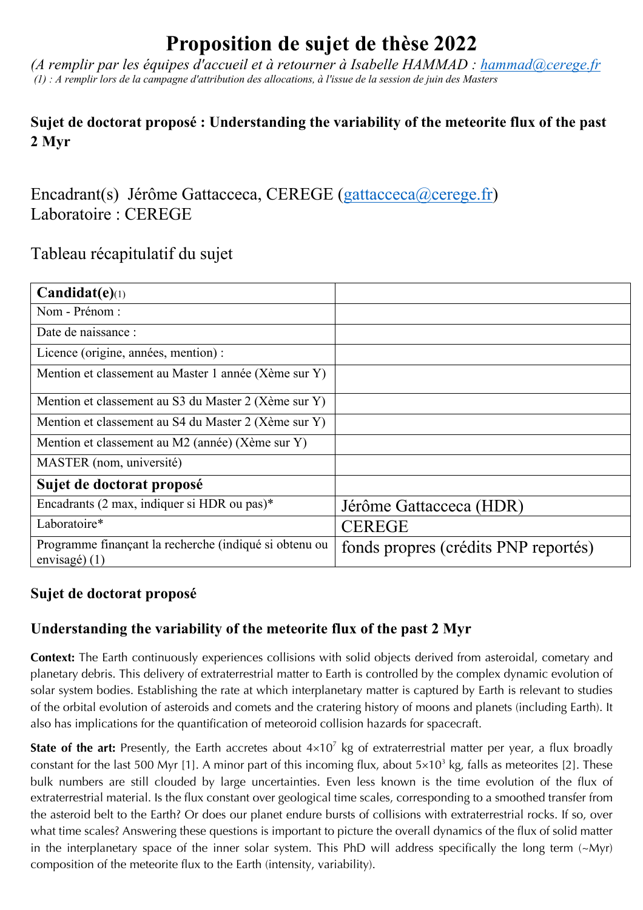# Proposition de sujet de thèse 2022

*(A remplir par les équipes d'accueil et à retourner à Isabelle HAMMAD : hammad@cerege.fr*

*(1) : A remplir lors de la campagne d'attribution des allocations, à l'issue de la session de juin des Masters*

**Sujet de doctorat proposé : Understanding the variability of the meteorite flux of the past 2 Myr**

Encadrant(s) Jérôme Gattacceca, CEREGE (gattacceca@cerege.fr)
Laboratoire : CEREGE

Tableau récapitulatif du sujet

| **Candidat(e)**(1) | |
|---|---|
| Nom - Prénom : | |
| Date de naissance : | |
| Licence (origine, années, mention) : | |
| Mention et classement au Master 1 année (Xème sur Y) | |
| Mention et classement au S3 du Master 2 (Xème sur Y) | |
| Mention et classement au S4 du Master 2 (Xème sur Y) | |
| Mention et classement au M2 (année) (Xème sur Y) | |
| MASTER (nom, université) | |
| **Sujet de doctorat proposé** | |
| Encadrants (2 max, indiquer si HDR ou pas)* | Jérôme Gattacceca (HDR) |
| Laboratoire* | CEREGE |
| Programme finançant la recherche (indiqué si obtenu ou envisagé) (1) | fonds propres (crédits PNP reportés) |

**Sujet de doctorat proposé**

**Understanding the variability of the meteorite flux of the past 2 Myr**

**Context:** The Earth continuously experiences collisions with solid objects derived from asteroidal, cometary and planetary debris. This delivery of extraterrestrial matter to Earth is controlled by the complex dynamic evolution of solar system bodies. Establishing the rate at which interplanetary matter is captured by Earth is relevant to studies of the orbital evolution of asteroids and comets and the cratering history of moons and planets (including Earth). It also has implications for the quantification of meteoroid collision hazards for spacecraft.

**State of the art:** Presently, the Earth accretes about $4\times10^7$ kg of extraterrestrial matter per year, a flux broadly constant for the last 500 Myr [1]. A minor part of this incoming flux, about $5\times10^3$ kg, falls as meteorites [2]. These bulk numbers are still clouded by large uncertainties. Even less known is the time evolution of the flux of extraterrestrial material. Is the flux constant over geological time scales, corresponding to a smoothed transfer from the asteroid belt to the Earth? Or does our planet endure bursts of collisions with extraterrestrial rocks. If so, over what time scales? Answering these questions is important to picture the overall dynamics of the flux of solid matter in the interplanetary space of the inner solar system. This PhD will address specifically the long term (~Myr) composition of the meteorite flux to the Earth (intensity, variability).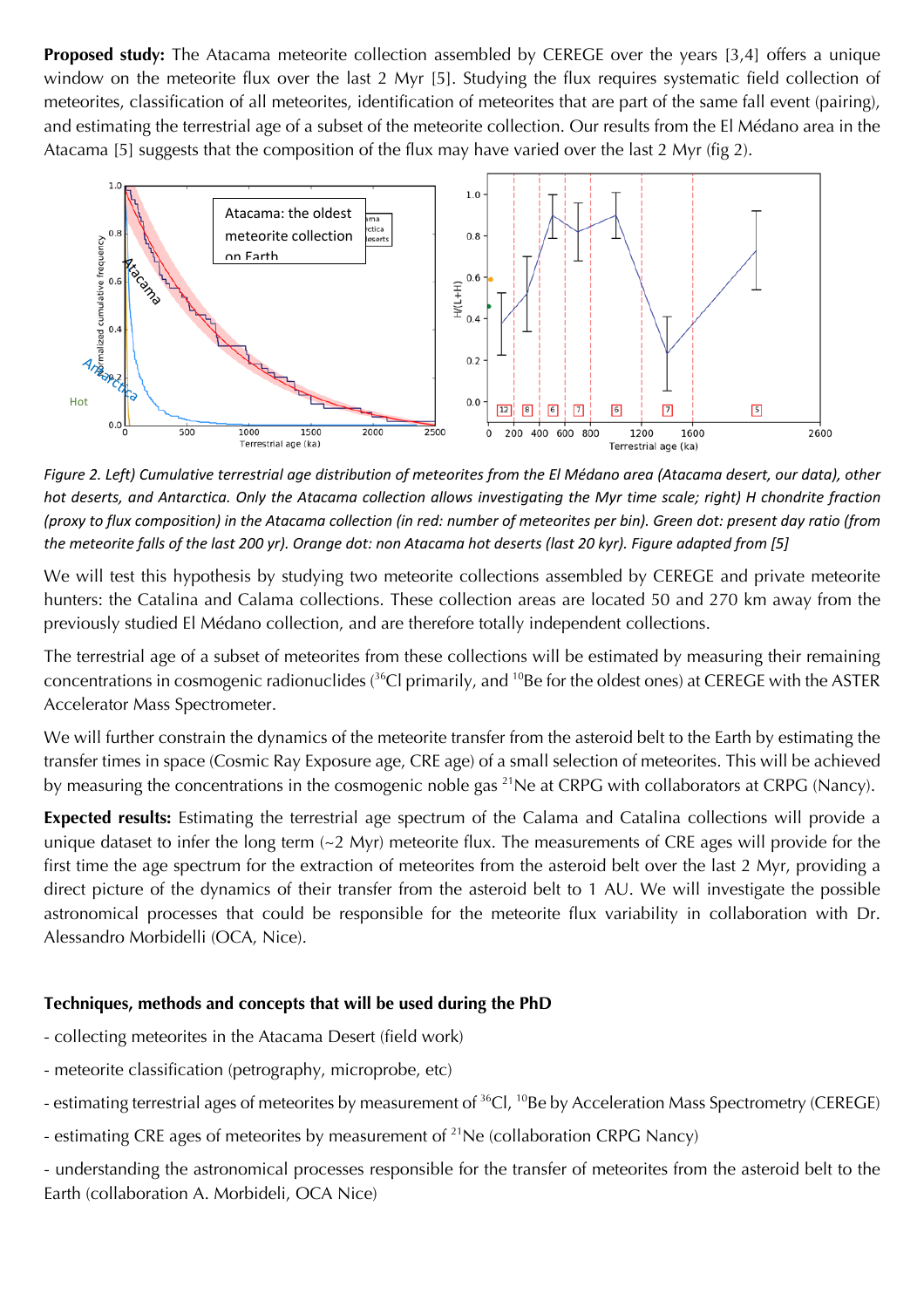**Proposed study:** The Atacama meteorite collection assembled by CEREGE over the years [3,4] offers a unique window on the meteorite flux over the last 2 Myr [5]. Studying the flux requires systematic field collection of meteorites, classification of all meteorites, identification of meteorites that are part of the same fall event (pairing), and estimating the terrestrial age of a subset of the meteorite collection. Our results from the El Médano area in the Atacama [5] suggests that the composition of the flux may have varied over the last 2 Myr (fig 2).

*Figure 2. Left) Cumulative terrestrial age distribution of meteorites from the El Médano area (Atacama desert, our data), other hot deserts, and Antarctica. Only the Atacama collection allows investigating the Myr time scale; right) H chondrite fraction (proxy to flux composition) in the Atacama collection (in red: number of meteorites per bin). Green dot: present day ratio (from the meteorite falls of the last 200 yr). Orange dot: non Atacama hot deserts (last 20 kyr). Figure adapted from [5]*

We will test this hypothesis by studying two meteorite collections assembled by CEREGE and private meteorite hunters: the Catalina and Calama collections. These collection areas are located 50 and 270 km away from the previously studied El Médano collection, and are therefore totally independent collections.

The terrestrial age of a subset of meteorites from these collections will be estimated by measuring their remaining concentrations in cosmogenic radionuclides ($^{36}$Cl primarily, and $^{10}$Be for the oldest ones) at CEREGE with the ASTER Accelerator Mass Spectrometer.

We will further constrain the dynamics of the meteorite transfer from the asteroid belt to the Earth by estimating the transfer times in space (Cosmic Ray Exposure age, CRE age) of a small selection of meteorites. This will be achieved by measuring the concentrations in the cosmogenic noble gas $^{21}$Ne at CRPG with collaborators at CRPG (Nancy).

**Expected results:** Estimating the terrestrial age spectrum of the Calama and Catalina collections will provide a unique dataset to infer the long term (~2 Myr) meteorite flux. The measurements of CRE ages will provide for the first time the age spectrum for the extraction of meteorites from the asteroid belt over the last 2 Myr, providing a direct picture of the dynamics of their transfer from the asteroid belt to 1 AU. We will investigate the possible astronomical processes that could be responsible for the meteorite flux variability in collaboration with Dr. Alessandro Morbidelli (OCA, Nice).

**Techniques, methods and concepts that will be used during the PhD**

- collecting meteorites in the Atacama Desert (field work)
- meteorite classification (petrography, microprobe, etc)
- estimating terrestrial ages of meteorites by measurement of $^{36}$Cl, $^{10}$Be by Acceleration Mass Spectrometry (CEREGE)
- estimating CRE ages of meteorites by measurement of $^{21}$Ne (collaboration CRPG Nancy)
- understanding the astronomical processes responsible for the transfer of meteorites from the asteroid belt to the Earth (collaboration A. Morbideli, OCA Nice)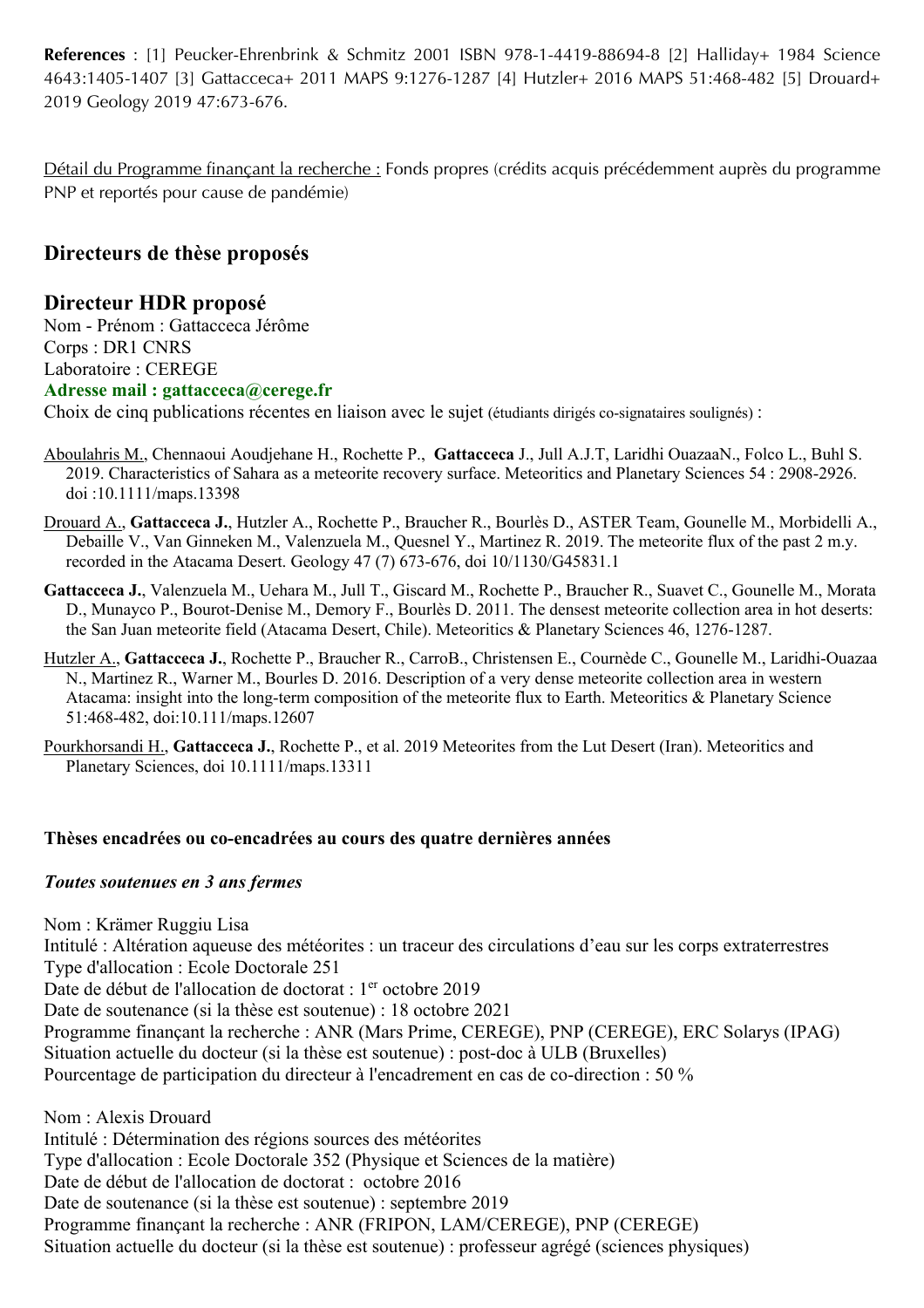**References** : [1] Peucker-Ehrenbrink & Schmitz 2001 ISBN 978-1-4419-88694-8 [2] Halliday+ 1984 Science 4643:1405-1407 [3] Gattacceca+ 2011 MAPS 9:1276-1287 [4] Hutzler+ 2016 MAPS 51:468-482 [5] Drouard+ 2019 Geology 2019 47:673-676.

Détail du Programme finançant la recherche : Fonds propres (crédits acquis précédemment auprès du programme PNP et reportés pour cause de pandémie)

## Directeurs de thèse proposés

## Directeur HDR proposé

Nom - Prénom : Gattacceca Jérôme
Corps : DR1 CNRS
Laboratoire : CEREGE
**Adresse mail : gattacceca@cerege.fr**
Choix de cinq publications récentes en liaison avec le sujet (étudiants dirigés co-signataires soulignés) :

Aboulahris M., Chennaoui Aoudjehane H., Rochette P., **Gattacceca** J., Jull A.J.T, Laridhi OuazaaN., Folco L., Buhl S. 2019. Characteristics of Sahara as a meteorite recovery surface. Meteoritics and Planetary Sciences 54 : 2908-2926. doi :10.1111/maps.13398

Drouard A., **Gattacceca J.**, Hutzler A., Rochette P., Braucher R., Bourlès D., ASTER Team, Gounelle M., Morbidelli A., Debaille V., Van Ginneken M., Valenzuela M., Quesnel Y., Martinez R. 2019. The meteorite flux of the past 2 m.y. recorded in the Atacama Desert. Geology 47 (7) 673-676, doi 10/1130/G45831.1

**Gattacceca J.**, Valenzuela M., Uehara M., Jull T., Giscard M., Rochette P., Braucher R., Suavet C., Gounelle M., Morata D., Munayco P., Bourot-Denise M., Demory F., Bourlès D. 2011. The densest meteorite collection area in hot deserts: the San Juan meteorite field (Atacama Desert, Chile). Meteoritics & Planetary Sciences 46, 1276-1287.

Hutzler A., **Gattacceca J.**, Rochette P., Braucher R., CarroB., Christensen E., Cournède C., Gounelle M., Laridhi-Ouazaa N., Martinez R., Warner M., Bourles D. 2016. Description of a very dense meteorite collection area in western Atacama: insight into the long-term composition of the meteorite flux to Earth. Meteoritics & Planetary Science 51:468-482, doi:10.111/maps.12607

Pourkhorsandi H., **Gattacceca J.**, Rochette P., et al. 2019 Meteorites from the Lut Desert (Iran). Meteoritics and Planetary Sciences, doi 10.1111/maps.13311

**Thèses encadrées ou co-encadrées au cours des quatre dernières années**

***Toutes soutenues en 3 ans fermes***

Nom : Krämer Ruggiu Lisa
Intitulé : Altération aqueuse des météorites : un traceur des circulations d'eau sur les corps extraterrestres
Type d'allocation : Ecole Doctorale 251
Date de début de l'allocation de doctorat : 1er octobre 2019
Date de soutenance (si la thèse est soutenue) : 18 octobre 2021
Programme finançant la recherche : ANR (Mars Prime, CEREGE), PNP (CEREGE), ERC Solarys (IPAG)
Situation actuelle du docteur (si la thèse est soutenue) : post-doc à ULB (Bruxelles)
Pourcentage de participation du directeur à l'encadrement en cas de co-direction : 50 %

Nom : Alexis Drouard
Intitulé : Détermination des régions sources des météorites
Type d'allocation : Ecole Doctorale 352 (Physique et Sciences de la matière)
Date de début de l'allocation de doctorat : octobre 2016
Date de soutenance (si la thèse est soutenue) : septembre 2019
Programme finançant la recherche : ANR (FRIPON, LAM/CEREGE), PNP (CEREGE)
Situation actuelle du docteur (si la thèse est soutenue) : professeur agrégé (sciences physiques)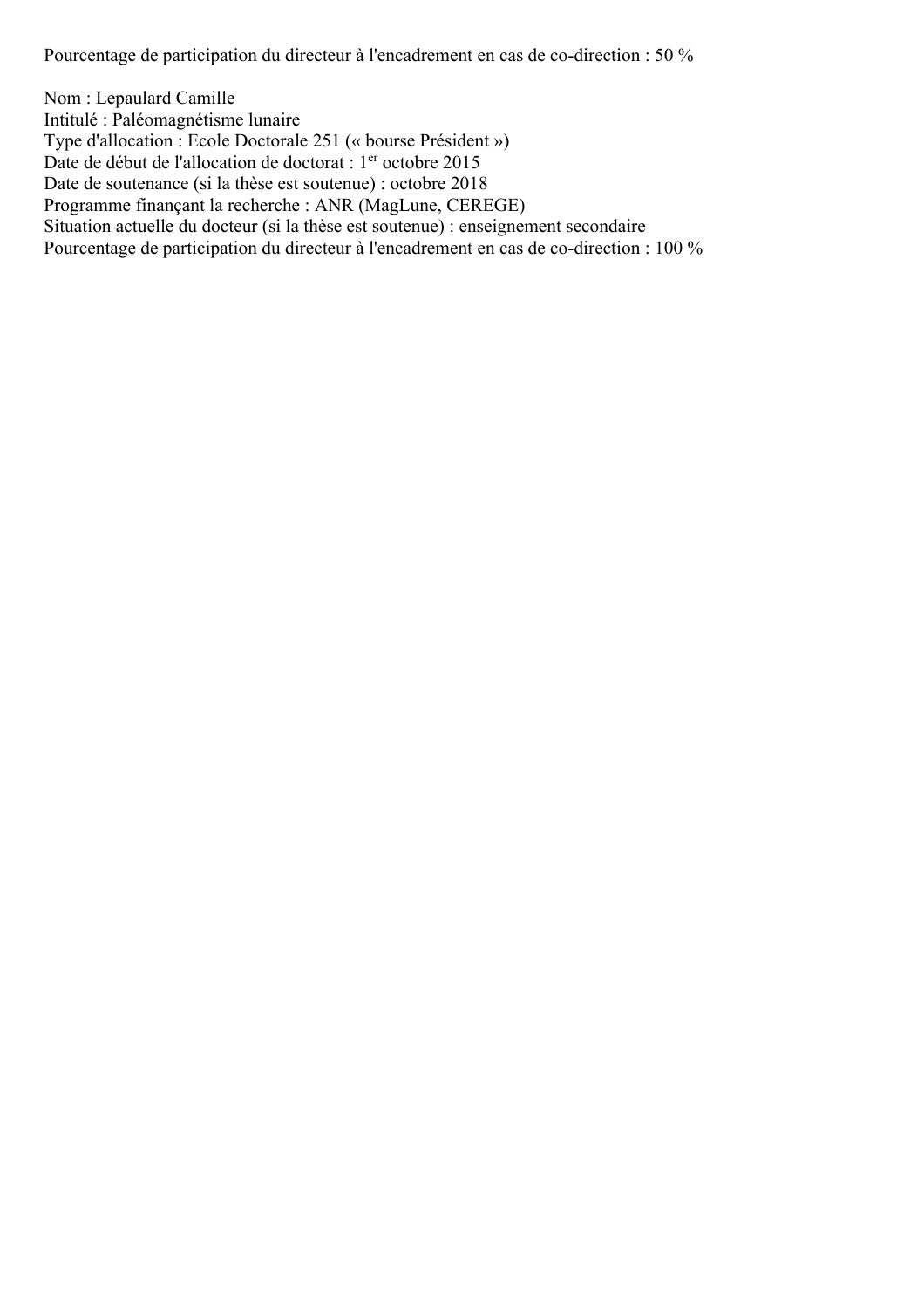Pourcentage de participation du directeur à l'encadrement en cas de co-direction : 50 %

Nom : Lepaulard Camille
Intitulé : Paléomagnétisme lunaire
Type d'allocation : Ecole Doctorale 251 (« bourse Président »)
Date de début de l'allocation de doctorat : 1[er] octobre 2015
Date de soutenance (si la thèse est soutenue) : octobre 2018
Programme finançant la recherche : ANR (MagLune, CEREGE)
Situation actuelle du docteur (si la thèse est soutenue) : enseignement secondaire
Pourcentage de participation du directeur à l'encadrement en cas de co-direction : 100 %